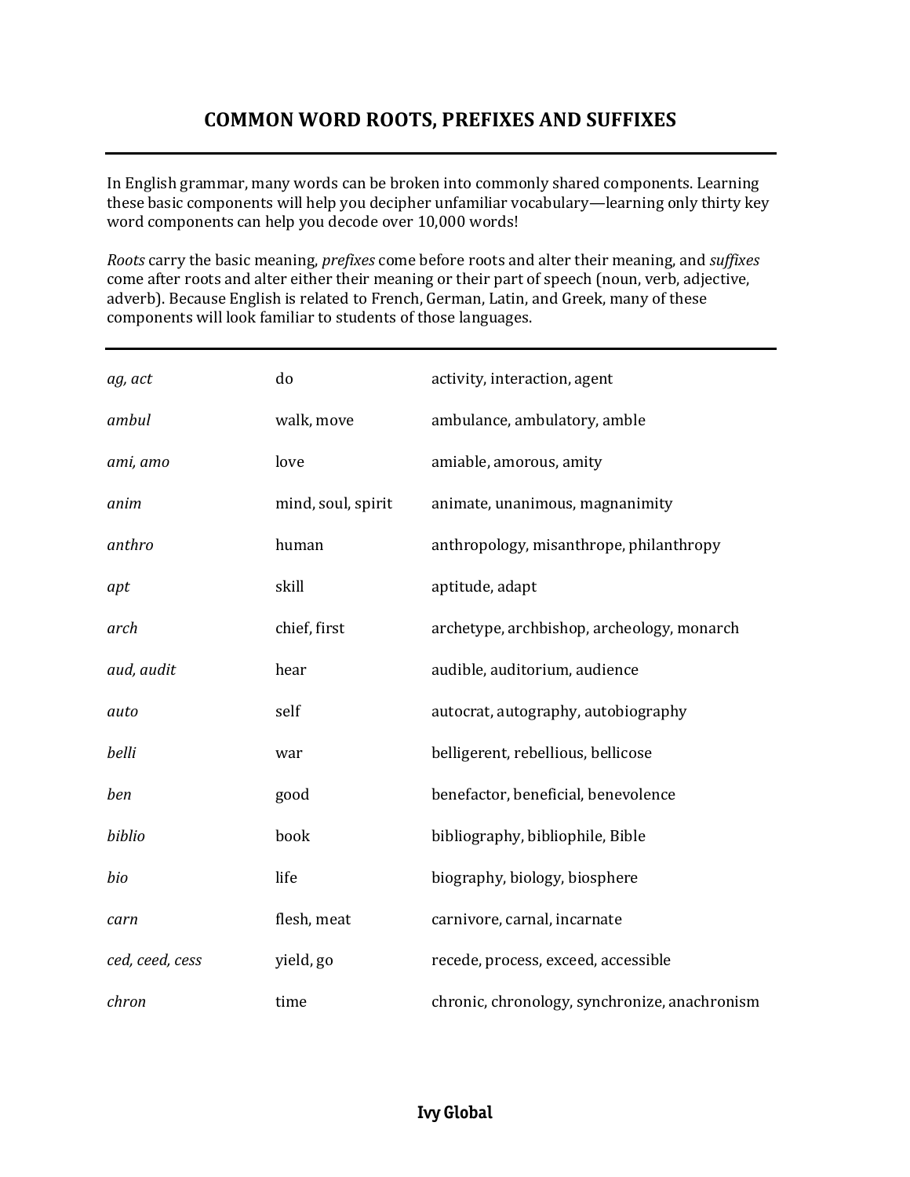# COMMON WORD ROOTS, PREFIXES AND SUFFIXES

---

In English grammar, many words can be broken into commonly shared components. Learning these basic components will help you decipher unfamiliar vocabulary—learning only thirty key word components can help you decode over 10,000 words!

*Roots* carry the basic meaning, *prefixes* come before roots and alter their meaning, and *suffixes* come after roots and alter either their meaning or their part of speech (noun, verb, adjective, adverb). Because English is related to French, German, Latin, and Greek, many of these components will look familiar to students of those languages.

---

| | | |
|---|---|---|
| *ag, act* | do | activity, interaction, agent |
| *ambul* | walk, move | ambulance, ambulatory, amble |
| *ami, amo* | love | amiable, amorous, amity |
| *anim* | mind, soul, spirit | animate, unanimous, magnanimity |
| *anthro* | human | anthropology, misanthrope, philanthropy |
| *apt* | skill | aptitude, adapt |
| *arch* | chief, first | archetype, archbishop, archeology, monarch |
| *aud, audit* | hear | audible, auditorium, audience |
| *auto* | self | autocrat, autography, autobiography |
| *belli* | war | belligerent, rebellious, bellicose |
| *ben* | good | benefactor, beneficial, benevolence |
| *biblio* | book | bibliography, bibliophile, Bible |
| *bio* | life | biography, biology, biosphere |
| *carn* | flesh, meat | carnivore, carnal, incarnate |
| *ced, ceed, cess* | yield, go | recede, process, exceed, accessible |
| *chron* | time | chronic, chronology, synchronize, anachronism |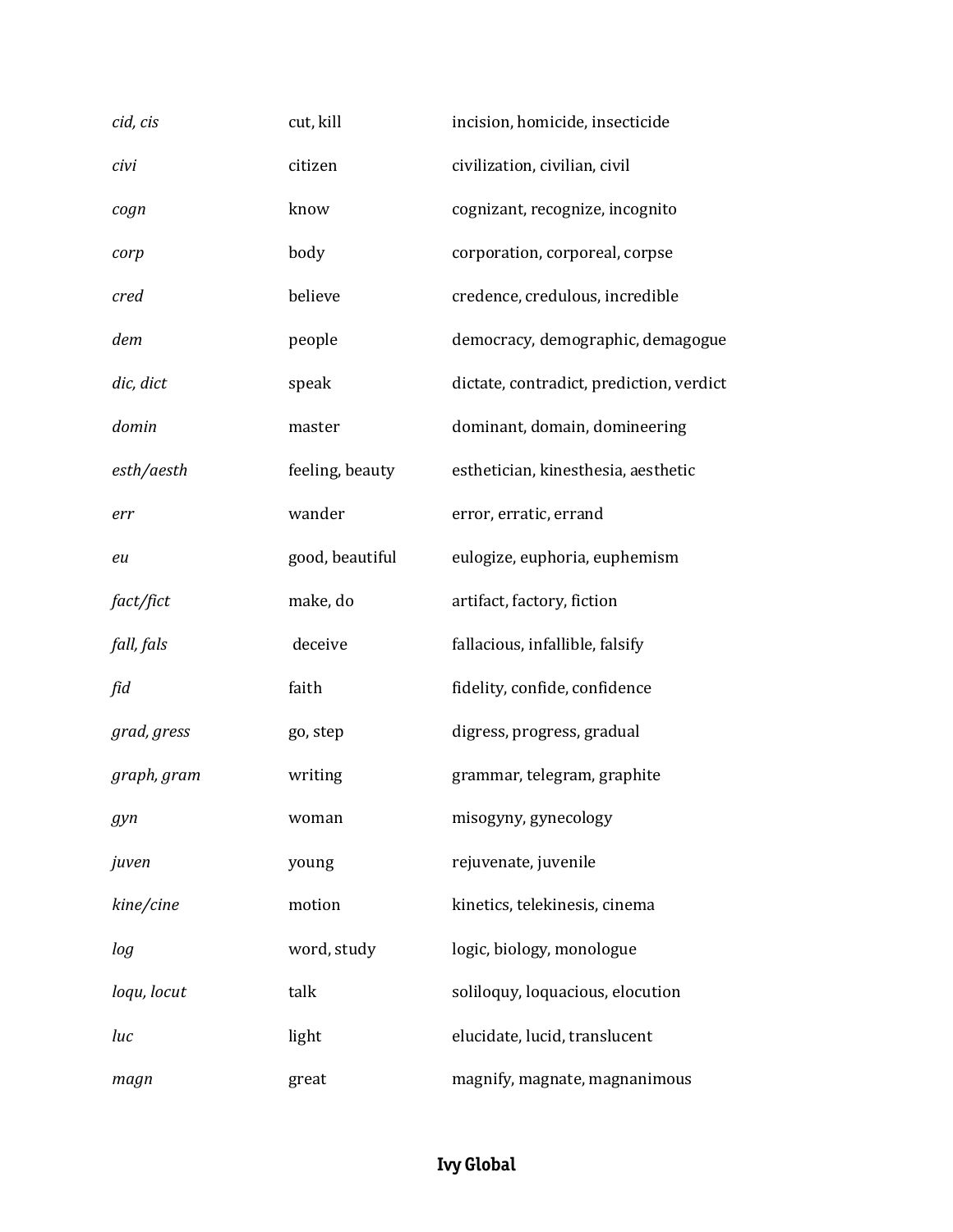| | | |
|---|---|---|
| *cid, cis* | cut, kill | incision, homicide, insecticide |
| *civi* | citizen | civilization, civilian, civil |
| *cogn* | know | cognizant, recognize, incognito |
| *corp* | body | corporation, corporeal, corpse |
| *cred* | believe | credence, credulous, incredible |
| *dem* | people | democracy, demographic, demagogue |
| *dic, dict* | speak | dictate, contradict, prediction, verdict |
| *domin* | master | dominant, domain, domineering |
| *esth/aesth* | feeling, beauty | esthetician, kinesthesia, aesthetic |
| *err* | wander | error, erratic, errand |
| *eu* | good, beautiful | eulogize, euphoria, euphemism |
| *fact/fict* | make, do | artifact, factory, fiction |
| *fall, fals* | deceive | fallacious, infallible, falsify |
| *fid* | faith | fidelity, confide, confidence |
| *grad, gress* | go, step | digress, progress, gradual |
| *graph, gram* | writing | grammar, telegram, graphite |
| *gyn* | woman | misogyny, gynecology |
| *juven* | young | rejuvenate, juvenile |
| *kine/cine* | motion | kinetics, telekinesis, cinema |
| *log* | word, study | logic, biology, monologue |
| *loqu, locut* | talk | soliloquy, loquacious, elocution |
| *luc* | light | elucidate, lucid, translucent |
| *magn* | great | magnify, magnate, magnanimous |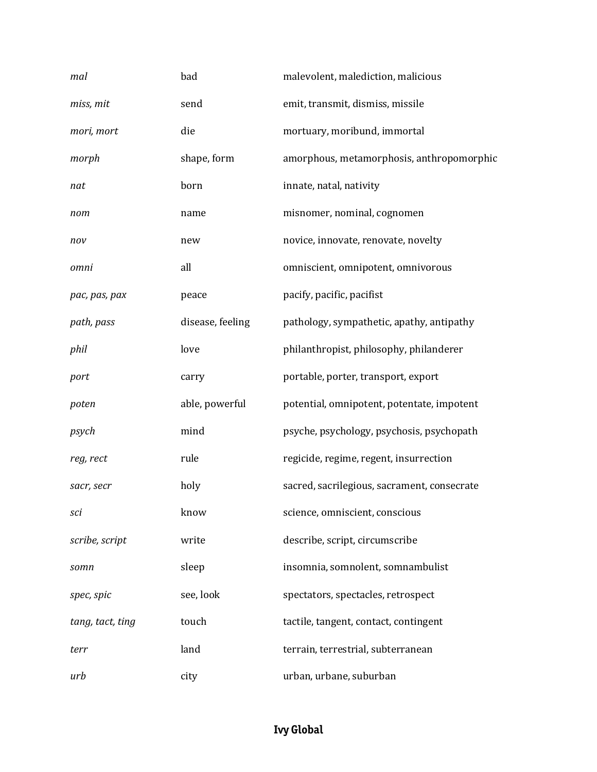| | | |
|---|---|---|
| *mal* | bad | malevolent, malediction, malicious |
| *miss, mit* | send | emit, transmit, dismiss, missile |
| *mori, mort* | die | mortuary, moribund, immortal |
| *morph* | shape, form | amorphous, metamorphosis, anthropomorphic |
| *nat* | born | innate, natal, nativity |
| *nom* | name | misnomer, nominal, cognomen |
| *nov* | new | novice, innovate, renovate, novelty |
| *omni* | all | omniscient, omnipotent, omnivorous |
| *pac, pas, pax* | peace | pacify, pacific, pacifist |
| *path, pass* | disease, feeling | pathology, sympathetic, apathy, antipathy |
| *phil* | love | philanthropist, philosophy, philanderer |
| *port* | carry | portable, porter, transport, export |
| *poten* | able, powerful | potential, omnipotent, potentate, impotent |
| *psych* | mind | psyche, psychology, psychosis, psychopath |
| *reg, rect* | rule | regicide, regime, regent, insurrection |
| *sacr, secr* | holy | sacred, sacrilegious, sacrament, consecrate |
| *sci* | know | science, omniscient, conscious |
| *scribe, script* | write | describe, script, circumscribe |
| *somn* | sleep | insomnia, somnolent, somnambulist |
| *spec, spic* | see, look | spectators, spectacles, retrospect |
| *tang, tact, ting* | touch | tactile, tangent, contact, contingent |
| *terr* | land | terrain, terrestrial, subterranean |
| *urb* | city | urban, urbane, suburban |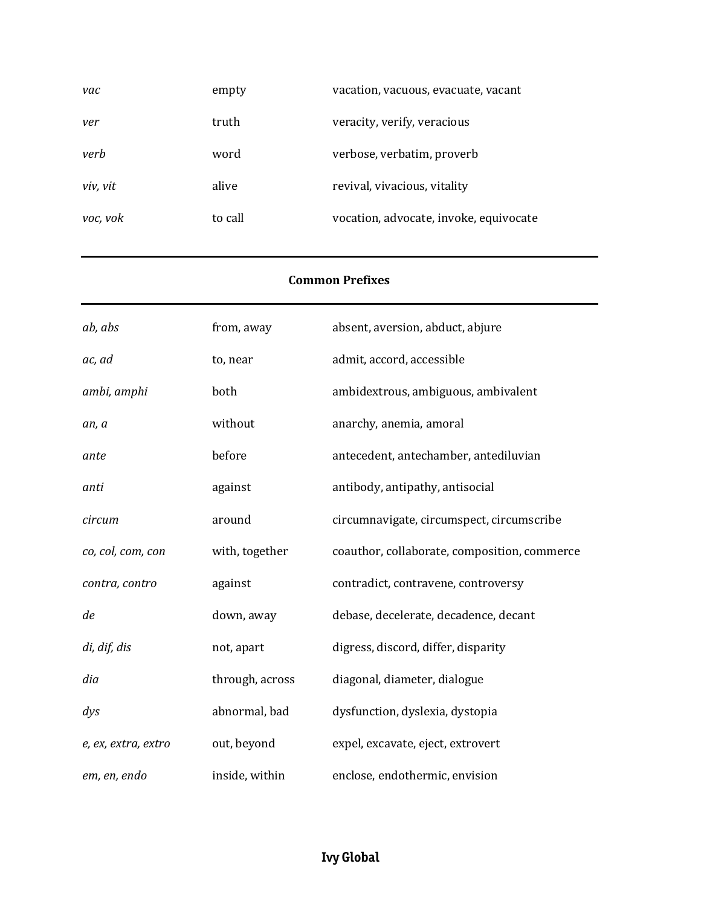| | | |
|---|---|---|
| *vac* | empty | vacation, vacuous, evacuate, vacant |
| *ver* | truth | veracity, verify, veracious |
| *verb* | word | verbose, verbatim, proverb |
| *viv, vit* | alive | revival, vivacious, vitality |
| *voc, vok* | to call | vocation, advocate, invoke, equivocate |

**Common Prefixes**

| | | |
|---|---|---|
| *ab, abs* | from, away | absent, aversion, abduct, abjure |
| *ac, ad* | to, near | admit, accord, accessible |
| *ambi, amphi* | both | ambidextrous, ambiguous, ambivalent |
| *an, a* | without | anarchy, anemia, amoral |
| *ante* | before | antecedent, antechamber, antediluvian |
| *anti* | against | antibody, antipathy, antisocial |
| *circum* | around | circumnavigate, circumspect, circumscribe |
| *co, col, com, con* | with, together | coauthor, collaborate, composition, commerce |
| *contra, contro* | against | contradict, contravene, controversy |
| *de* | down, away | debase, decelerate, decadence, decant |
| *di, dif, dis* | not, apart | digress, discord, differ, disparity |
| *dia* | through, across | diagonal, diameter, dialogue |
| *dys* | abnormal, bad | dysfunction, dyslexia, dystopia |
| *e, ex, extra, extro* | out, beyond | expel, excavate, eject, extrovert |
| *em, en, endo* | inside, within | enclose, endothermic, envision |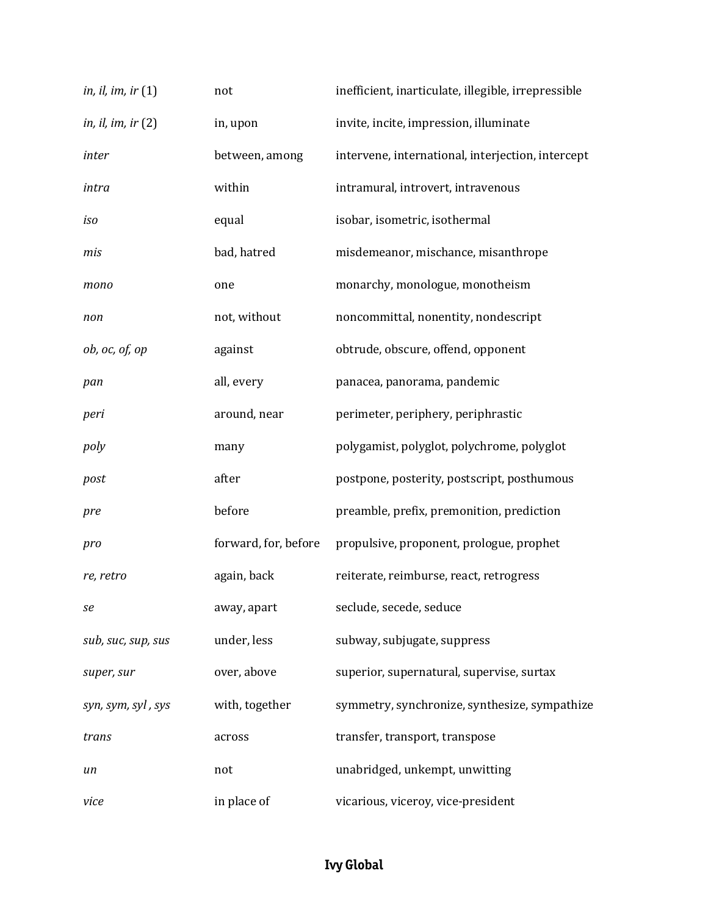| | | |
|---|---|---|
| *in, il, im, ir* (1) | not | inefficient, inarticulate, illegible, irrepressible |
| *in, il, im, ir* (2) | in, upon | invite, incite, impression, illuminate |
| *inter* | between, among | intervene, international, interjection, intercept |
| *intra* | within | intramural, introvert, intravenous |
| *iso* | equal | isobar, isometric, isothermal |
| *mis* | bad, hatred | misdemeanor, mischance, misanthrope |
| *mono* | one | monarchy, monologue, monotheism |
| *non* | not, without | noncommittal, nonentity, nondescript |
| *ob, oc, of, op* | against | obtrude, obscure, offend, opponent |
| *pan* | all, every | panacea, panorama, pandemic |
| *peri* | around, near | perimeter, periphery, periphrastic |
| *poly* | many | polygamist, polyglot, polychrome, polyglot |
| *post* | after | postpone, posterity, postscript, posthumous |
| *pre* | before | preamble, prefix, premonition, prediction |
| *pro* | forward, for, before | propulsive, proponent, prologue, prophet |
| *re, retro* | again, back | reiterate, reimburse, react, retrogress |
| *se* | away, apart | seclude, secede, seduce |
| *sub, suc, sup, sus* | under, less | subway, subjugate, suppress |
| *super, sur* | over, above | superior, supernatural, supervise, surtax |
| *syn, sym, syl , sys* | with, together | symmetry, synchronize, synthesize, sympathize |
| *trans* | across | transfer, transport, transpose |
| *un* | not | unabridged, unkempt, unwitting |
| *vice* | in place of | vicarious, viceroy, vice-president |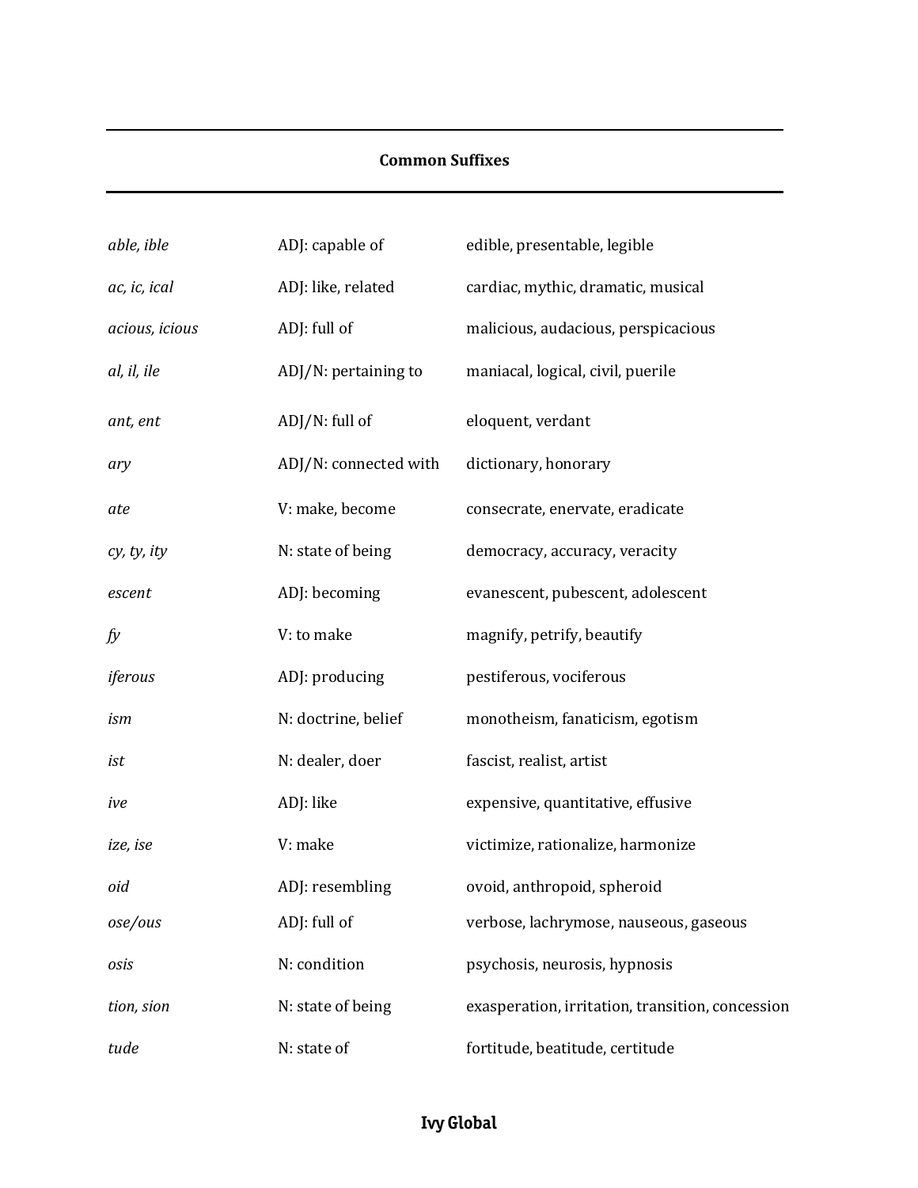## Common Suffixes

| | | |
|---|---|---|
| *able, ible* | ADJ: capable of | edible, presentable, legible |
| *ac, ic, ical* | ADJ: like, related | cardiac, mythic, dramatic, musical |
| *acious, icious* | ADJ: full of | malicious, audacious, perspicacious |
| *al, il, ile* | ADJ/N: pertaining to | maniacal, logical, civil, puerile |
| *ant, ent* | ADJ/N: full of | eloquent, verdant |
| *ary* | ADJ/N: connected with | dictionary, honorary |
| *ate* | V: make, become | consecrate, enervate, eradicate |
| *cy, ty, ity* | N: state of being | democracy, accuracy, veracity |
| *escent* | ADJ: becoming | evanescent, pubescent, adolescent |
| *fy* | V: to make | magnify, petrify, beautify |
| *iferous* | ADJ: producing | pestiferous, vociferous |
| *ism* | N: doctrine, belief | monotheism, fanaticism, egotism |
| *ist* | N: dealer, doer | fascist, realist, artist |
| *ive* | ADJ: like | expensive, quantitative, effusive |
| *ize, ise* | V: make | victimize, rationalize, harmonize |
| *oid* | ADJ: resembling | ovoid, anthropoid, spheroid |
| *ose/ous* | ADJ: full of | verbose, lachrymose, nauseous, gaseous |
| *osis* | N: condition | psychosis, neurosis, hypnosis |
| *tion, sion* | N: state of being | exasperation, irritation, transition, concession |
| *tude* | N: state of | fortitude, beatitude, certitude |